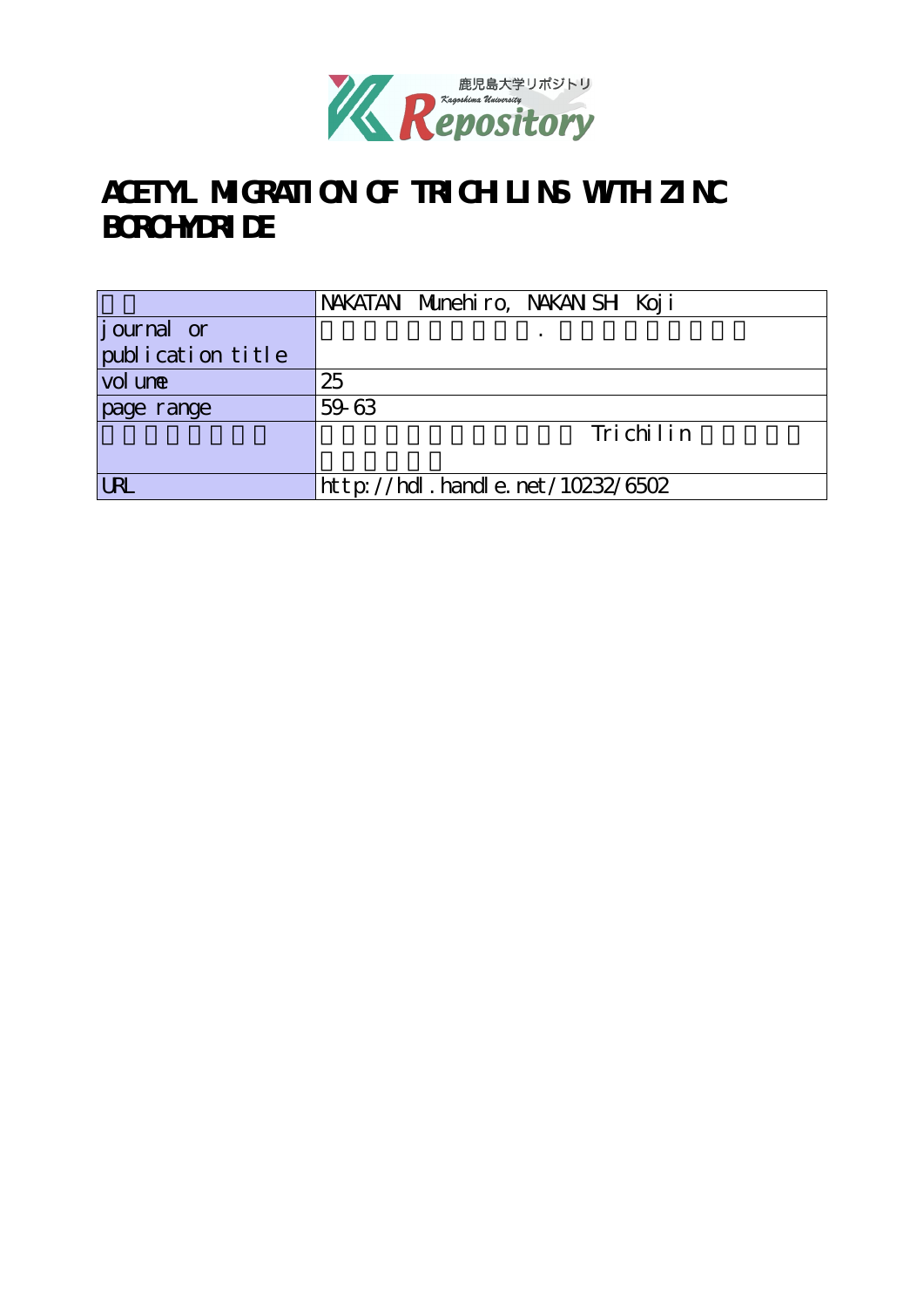# ACETYL MIGRATION OF TRICHILINS WITH ZINC BOROHYDRIDE

| | |
|---|---|
| | NAKATANI Munehiro, NAKANISHI Koji |
| journal or publication title | . |
| volume | 25 |
| page range | 59-63 |
| | Trichilin |
| URL | http://hdl.handle.net/10232/6502 |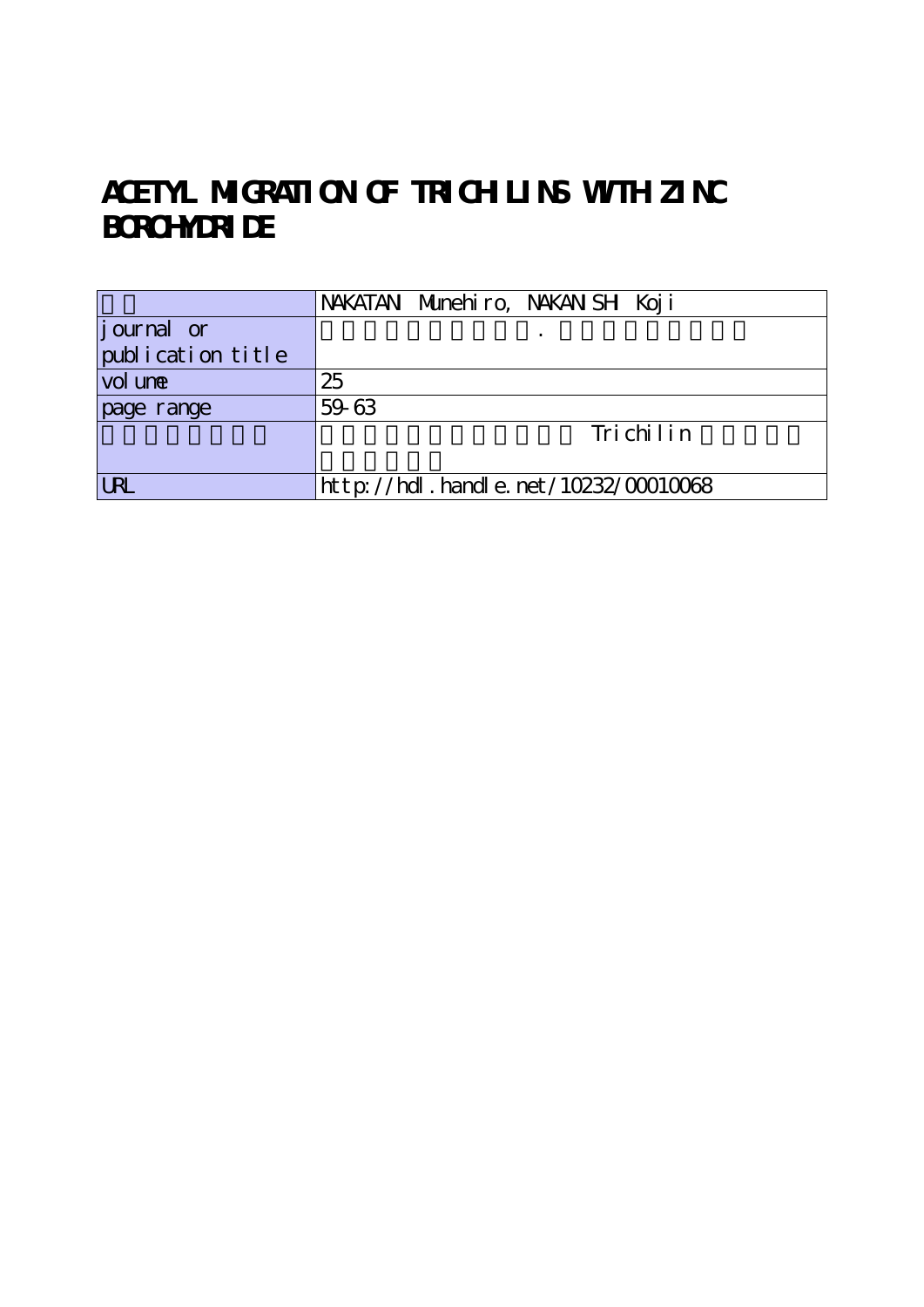# ACETYL MIGRATION OF TRICHILINS WITH ZINC BOROHYDRIDE

| 著者 | NAKATANI Munehiro, NAKANISHI Koji |
|---|---|
| journal or publication title | 鹿児島大学理学部紀要．数学・物理学・化学 |
| volume | 25 |
| page range | 59-63 |
| 別言語のタイトル | 水素化ホウ素亜鉛によるTrichilinのアセチル基転位反応 |
| URL | http://hdl.handle.net/10232/00010068 |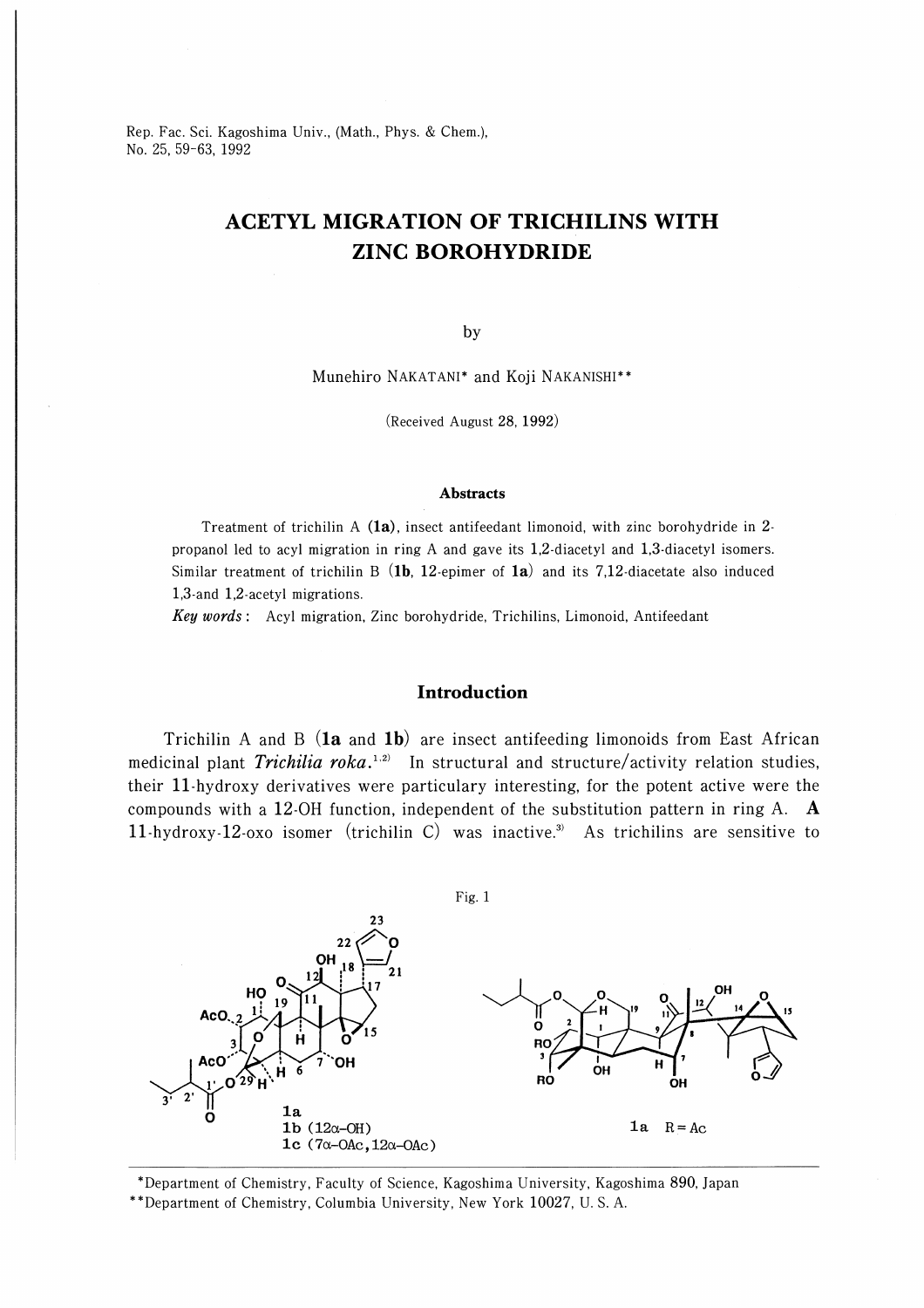# ACETYL MIGRATION OF TRICHILINS WITH ZINC BOROHYDRIDE

by

Munehiro NAKATANI* and Koji NAKANISHI**

(Received August 28, 1992)

### Abstracts

Treatment of trichilin A (**1a**), insect antifeedant limonoid, with zinc borohydride in 2-propanol led to acyl migration in ring A and gave its 1,2-diacetyl and 1,3-diacetyl isomers. Similar treatment of trichilin B (**1b**, 12-epimer of **1a**) and its 7,12-diacetate also induced 1,3-and 1,2-acetyl migrations.

*Key words*: Acyl migration, Zinc borohydride, Trichilins, Limonoid, Antifeedant

## Introduction

Trichilin A and B (**1a** and **1b**) are insect antifeeding limonoids from East African medicinal plant *Trichilia roka*.[1,2] In structural and structure/activity relation studies, their 11-hydroxy derivatives were particulary interesting, for the potent active were the compounds with a 12-OH function, independent of the substitution pattern in ring A. A 11-hydroxy-12-oxo isomer (trichilin C) was inactive.[3] As trichilins are sensitive to

Fig. 1

**1a**
**1b** (12α-OH)
**1c** (7α-OAc, 12α-OAc)

**1a** R=Ac

*Department of Chemistry, Faculty of Science, Kagoshima University, Kagoshima 890, Japan
**Department of Chemistry, Columbia University, New York 10027, U. S. A.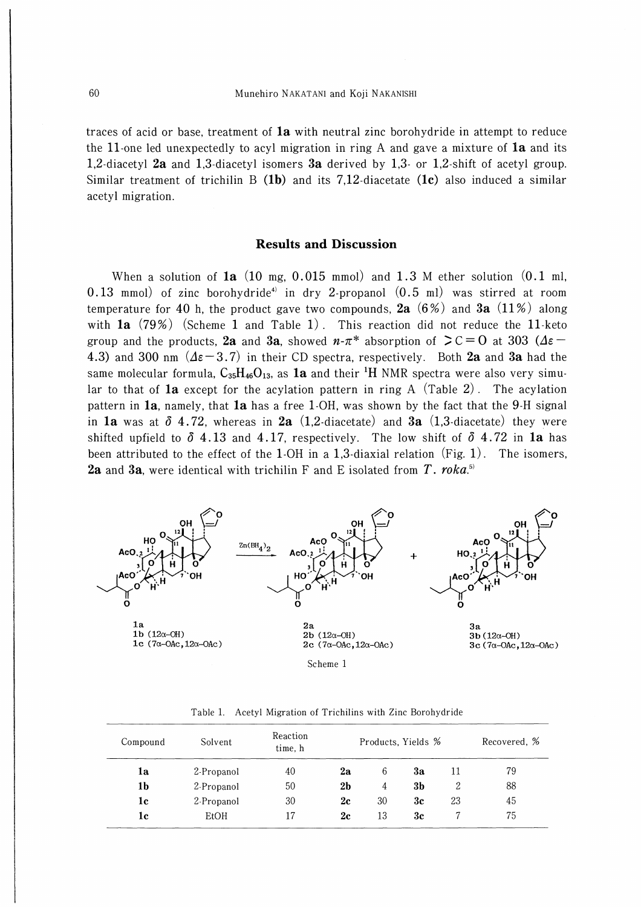traces of acid or base, treatment of **1a** with neutral zinc borohydride in attempt to reduce the 11-one led unexpectedly to acyl migration in ring A and gave a mixture of **1a** and its 1,2-diacetyl **2a** and 1,3-diacetyl isomers **3a** derived by 1,3- or 1,2-shift of acetyl group. Similar treatment of trichilin B (**1b**) and its 7,12-diacetate (**1c**) also induced a similar acetyl migration.

## Results and Discussion

When a solution of **1a** (10 mg, 0.015 mmol) and 1.3 M ether solution (0.1 ml, 0.13 mmol) of zinc borohydride[4] in dry 2-propanol (0.5 ml) was stirred at room temperature for 40 h, the product gave two compounds, **2a** (6%) and **3a** (11%) along with **1a** (79%) (Scheme 1 and Table 1). This reaction did not reduce the 11-keto group and the products, **2a** and **3a**, showed $n$-$\pi^*$ absorption of >C=O at 303 ($\Delta\varepsilon -4.3$) and 300 nm ($\Delta\varepsilon -3.7$) in their CD spectra, respectively. Both **2a** and **3a** had the same molecular formula, $C_{35}H_{46}O_{13}$, as **1a** and their $^1H$ NMR spectra were also very simular to that of **1a** except for the acylation pattern in ring A (Table 2). The acylation pattern in **1a**, namely, that **1a** has a free 1-OH, was shown by the fact that the 9-H signal in **1a** was at $\delta$ 4.72, whereas in **2a** (1,2-diacetate) and **3a** (1,3-diacetate) they were shifted upfield to $\delta$ 4.13 and 4.17, respectively. The low shift of $\delta$ 4.72 in **1a** has been attributed to the effect of the 1-OH in a 1,3-diaxial relation (Fig. 1). The isomers, **2a** and **3a**, were identical with trichilin F and E isolated from *T. roka*.[5]

**1a**, **1b** (12α-OH), **1c** (7α-OAc,12α-OAc) → $Zn(BH_4)_2$ → **2a**, **2b** (12α-OH), **2c** (7α-OAc,12α-OAc) + **3a**, **3b** (12α-OH), **3c** (7α-OAc,12α-OAc)

Scheme 1

Table 1. Acetyl Migration of Trichilins with Zinc Borohydride

| Compound | Solvent | Reaction time, h | Products, Yields % | | | | Recovered, % |
|---|---|---|---|---|---|---|---|
| **1a** | 2-Propanol | 40 | **2a** | 6 | **3a** | 11 | 79 |
| **1b** | 2-Propanol | 50 | **2b** | 4 | **3b** | 2 | 88 |
| **1c** | 2-Propanol | 30 | **2c** | 30 | **3c** | 23 | 45 |
| **1c** | EtOH | 17 | **2c** | 13 | **3c** | 7 | 75 |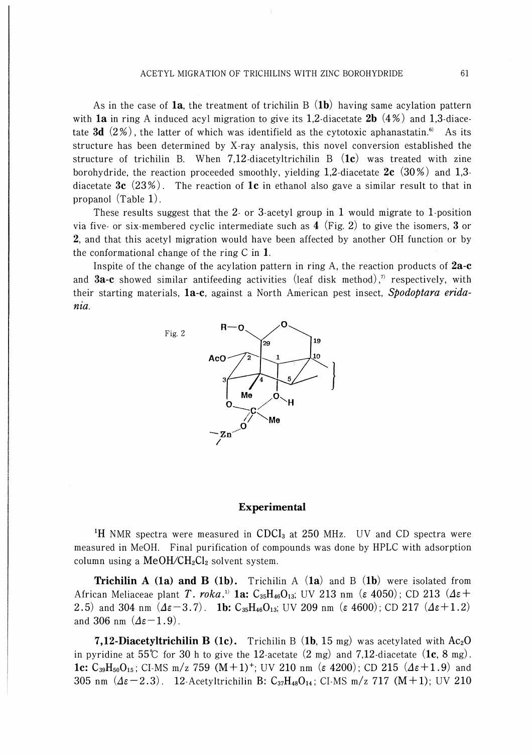As in the case of **1a**, the treatment of trichilin B (**1b**) having same acylation pattern with **1a** in ring A induced acyl migration to give its 1,2-diacetate **2b** (4%) and 1,3-diacetate **3d** (2%), the latter of which was identifield as the cytotoxic aphanastatin.[6] As its structure has been determined by X-ray analysis, this novel conversion established the structure of trichilin B. When 7,12-diacetyltrichilin B (**1c**) was treated with zine borohydride, the reaction proceeded smoothly, yielding 1,2-diacetate **2c** (30%) and 1,3-diacetate **3c** (23%). The reaction of **1c** in ethanol also gave a similar result to that in propanol (Table 1).

These results suggest that the 2- or 3-acetyl group in **1** would migrate to 1-position via five- or six-membered cyclic intermediate such as **4** (Fig. 2) to give the isomers, **3** or **2**, and that this acetyl migration would have been affected by another OH function or by the conformational change of the ring C in **1**.

Inspite of the change of the acylation pattern in ring A, the reaction products of **2a-c** and **3a-c** showed similar antifeeding activities (leaf disk method),[7] respectively, with their starting materials, **1a-c**, against a North American pest insect, ***Spodoptara eridania***.

Fig. 2

## Experimental

$^1$H NMR spectra were measured in $CDCl_3$ at 250 MHz. UV and CD spectra were measured in MeOH. Final purification of compounds was done by HPLC with adsorption column using a $MeOH/CH_2Cl_2$ solvent system.

**Trichilin A (1a) and B (1b).** Trichilin A (**1a**) and B (**1b**) were isolated from African Meliaceae plant *T. roka*.[1] **1a:** $C_{35}H_{46}O_{13}$; UV 213 nm ($\varepsilon$ 4050); CD 213 ($\Delta\varepsilon+2.5$) and 304 nm ($\Delta\varepsilon-3.7$). **1b:** $C_{35}H_{46}O_{13}$; UV 209 nm ($\varepsilon$ 4600); CD 217 ($\Delta\varepsilon+1.2$) and 306 nm ($\Delta\varepsilon-1.9$).

**7,12-Diacetyltrichilin B (1c).** Trichilin B (**1b**, 15 mg) was acetylated with $Ac_2O$ in pyridine at 55℃ for 30 h to give the 12-acetate (2 mg) and 7,12-diacetate (**1c**, 8 mg). **1c:** $C_{39}H_{50}O_{15}$; CI-MS m/z 759 $(M+1)^+$; UV 210 nm ($\varepsilon$ 4200); CD 215 ($\Delta\varepsilon+1.9$) and 305 nm ($\Delta\varepsilon-2.3$). 12-Acetyltrichilin B: $C_{37}H_{48}O_{14}$; CI-MS m/z 717 (M+1); UV 210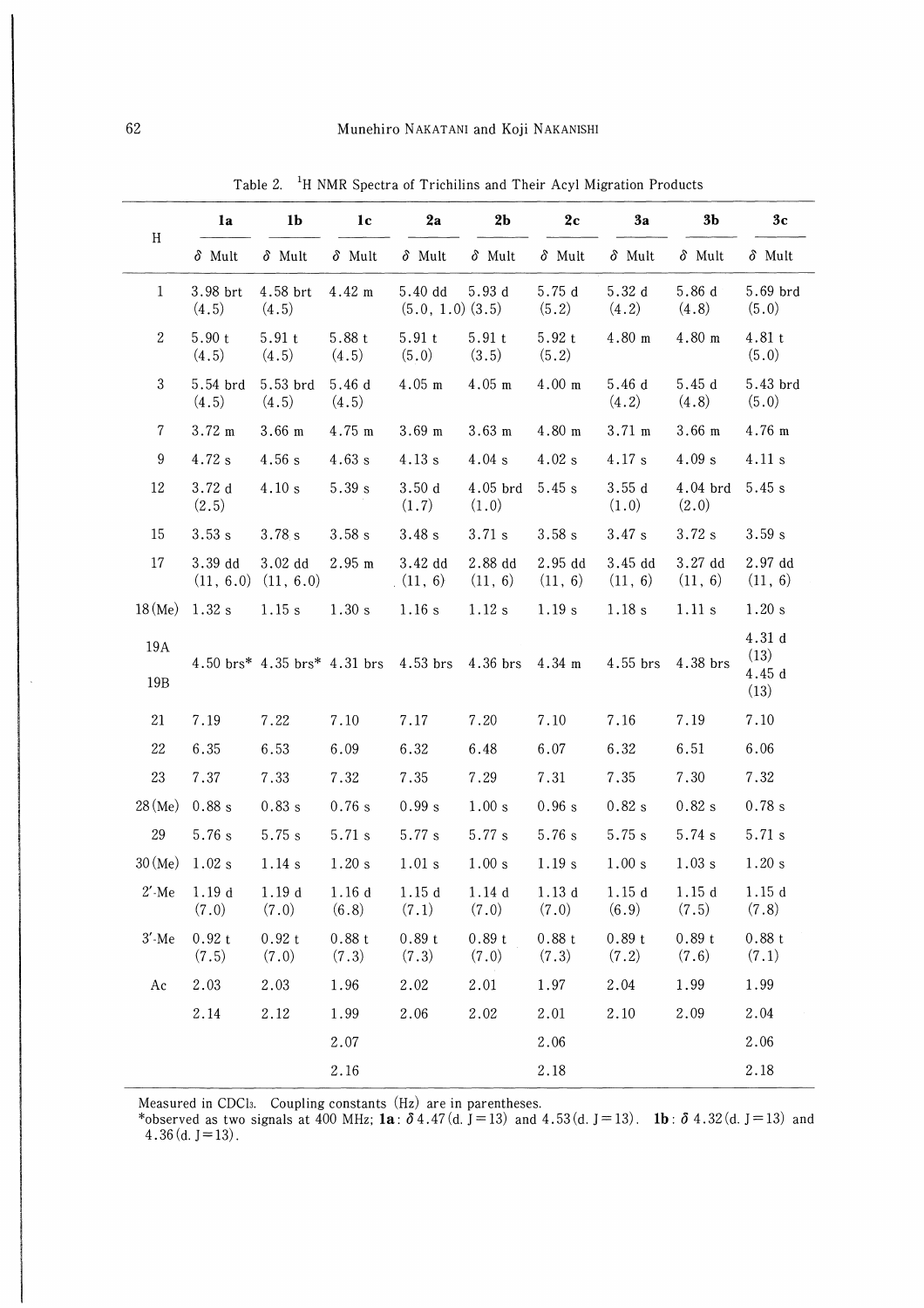Table 2. $^1$H NMR Spectra of Trichilins and Their Acyl Migration Products

| H | 1a | 1b | 1c | 2a | 2b | 2c | 3a | 3b | 3c |
|---|---|---|---|---|---|---|---|---|---|
| | δ Mult | δ Mult | δ Mult | δ Mult | δ Mult | δ Mult | δ Mult | δ Mult | δ Mult |
| 1 | 3.98 brt (4.5) | 4.58 brt (4.5) | 4.42 m | 5.40 dd (5.0, 1.0) | 5.93 d (3.5) | 5.75 d (5.2) | 5.32 d (4.2) | 5.86 d (4.8) | 5.69 brd (5.0) |
| 2 | 5.90 t (4.5) | 5.91 t (4.5) | 5.88 t (4.5) | 5.91 t (5.0) | 5.91 t (3.5) | 5.92 t (5.2) | 4.80 m | 4.80 m | 4.81 t (5.0) |
| 3 | 5.54 brd (4.5) | 5.53 brd (4.5) | 5.46 d (4.5) | 4.05 m | 4.05 m | 4.00 m | 5.46 d (4.2) | 5.45 d (4.8) | 5.43 brd (5.0) |
| 7 | 3.72 m | 3.66 m | 4.75 m | 3.69 m | 3.63 m | 4.80 m | 3.71 m | 3.66 m | 4.76 m |
| 9 | 4.72 s | 4.56 s | 4.63 s | 4.13 s | 4.04 s | 4.02 s | 4.17 s | 4.09 s | 4.11 s |
| 12 | 3.72 d (2.5) | 4.10 s | 5.39 s | 3.50 d (1.7) | 4.05 brd (1.0) | 5.45 s | 3.55 d (1.0) | 4.04 brd (2.0) | 5.45 s |
| 15 | 3.53 s | 3.78 s | 3.58 s | 3.48 s | 3.71 s | 3.58 s | 3.47 s | 3.72 s | 3.59 s |
| 17 | 3.39 dd (11, 6.0) | 3.02 dd (11, 6.0) | 2.95 m | 3.42 dd (11, 6) | 2.88 dd (11, 6) | 2.95 dd (11, 6) | 3.45 dd (11, 6) | 3.27 dd (11, 6) | 2.97 dd (11, 6) |
| 18 (Me) | 1.32 s | 1.15 s | 1.30 s | 1.16 s | 1.12 s | 1.19 s | 1.18 s | 1.11 s | 1.20 s |
| 19A / 19B | 4.50 brs* | 4.35 brs* | 4.31 brs | 4.53 brs | 4.36 brs | 4.34 m | 4.55 brs | 4.38 brs | 4.31 d (13) / 4.45 d (13) |
| 21 | 7.19 | 7.22 | 7.10 | 7.17 | 7.20 | 7.10 | 7.16 | 7.19 | 7.10 |
| 22 | 6.35 | 6.53 | 6.09 | 6.32 | 6.48 | 6.07 | 6.32 | 6.51 | 6.06 |
| 23 | 7.37 | 7.33 | 7.32 | 7.35 | 7.29 | 7.31 | 7.35 | 7.30 | 7.32 |
| 28 (Me) | 0.88 s | 0.83 s | 0.76 s | 0.99 s | 1.00 s | 0.96 s | 0.82 s | 0.82 s | 0.78 s |
| 29 | 5.76 s | 5.75 s | 5.71 s | 5.77 s | 5.77 s | 5.76 s | 5.75 s | 5.74 s | 5.71 s |
| 30 (Me) | 1.02 s | 1.14 s | 1.20 s | 1.01 s | 1.00 s | 1.19 s | 1.00 s | 1.03 s | 1.20 s |
| 2′-Me | 1.19 d (7.0) | 1.19 d (7.0) | 1.16 d (6.8) | 1.15 d (7.1) | 1.14 d (7.0) | 1.13 d (7.0) | 1.15 d (6.9) | 1.15 d (7.5) | 1.15 d (7.8) |
| 3′-Me | 0.92 t (7.5) | 0.92 t (7.0) | 0.88 t (7.3) | 0.89 t (7.3) | 0.89 t (7.0) | 0.88 t (7.3) | 0.89 t (7.2) | 0.89 t (7.6) | 0.88 t (7.1) |
| Ac | 2.03 | 2.03 | 1.96 | 2.02 | 2.01 | 1.97 | 2.04 | 1.99 | 1.99 |
| | 2.14 | 2.12 | 1.99 | 2.06 | 2.02 | 2.01 | 2.10 | 2.09 | 2.04 |
| | | | 2.07 | | | 2.06 | | | 2.06 |
| | | | 2.16 | | | 2.18 | | | 2.18 |

Measured in $CDCl_3$. Coupling constants (Hz) are in parentheses.
*observed as two signals at 400 MHz; **1a**: δ 4.47 (d, J = 13) and 4.53 (d, J = 13). **1b**: δ 4.32 (d, J = 13) and 4.36 (d, J = 13).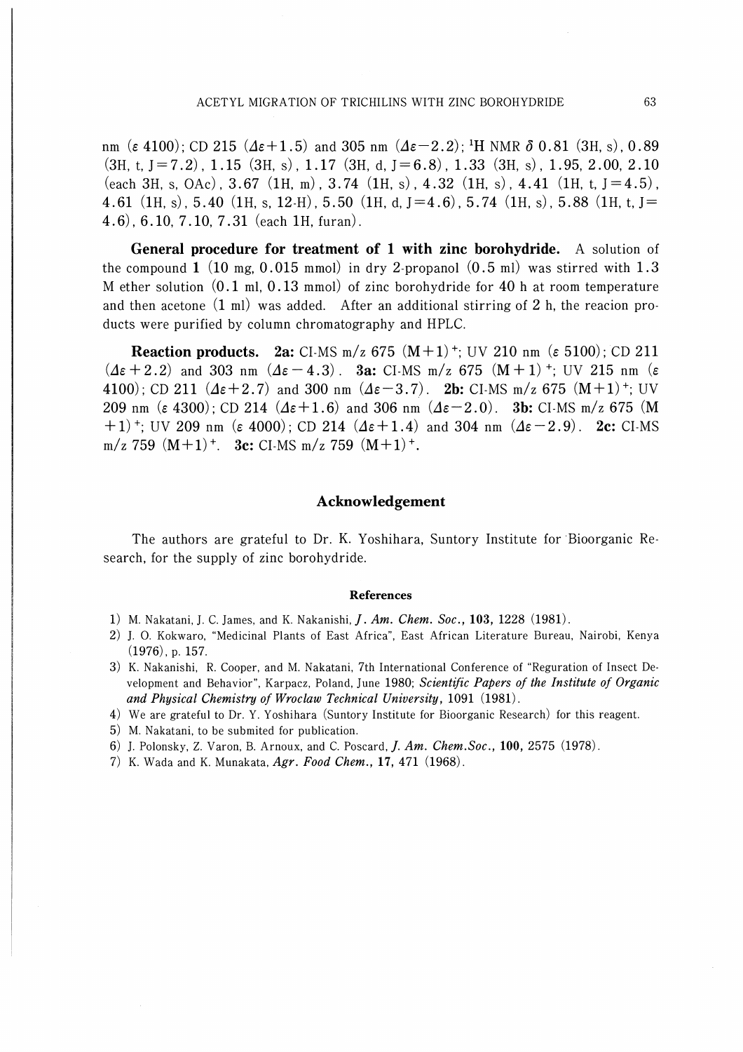nm (ε 4100); CD 215 ($\Delta\varepsilon$+1.5) and 305 nm ($\Delta\varepsilon$−2.2); $^1$H NMR δ 0.81 (3H, s), 0.89 (3H, t, J=7.2), 1.15 (3H, s), 1.17 (3H, d, J=6.8), 1.33 (3H, s), 1.95, 2.00, 2.10 (each 3H, s, OAc), 3.67 (1H, m), 3.74 (1H, s), 4.32 (1H, s), 4.41 (1H, t, J=4.5), 4.61 (1H, s), 5.40 (1H, s, 12-H), 5.50 (1H, d, J=4.6), 5.74 (1H, s), 5.88 (1H, t, J=4.6), 6.10, 7.10, 7.31 (each 1H, furan).

**General procedure for treatment of 1 with zinc borohydride.** A solution of the compound **1** (10 mg, 0.015 mmol) in dry 2-propanol (0.5 ml) was stirred with 1.3 M ether solution (0.1 ml, 0.13 mmol) of zinc borohydride for 40 h at room temperature and then acetone (1 ml) was added. After an additional stirring of 2 h, the reacion products were purified by column chromatography and HPLC.

**Reaction products.** **2a:** CI-MS m/z 675 $(M+1)^+$; UV 210 nm (ε 5100); CD 211 ($\Delta\varepsilon$+2.2) and 303 nm ($\Delta\varepsilon$−4.3). **3a:** CI-MS m/z 675 $(M+1)^+$; UV 215 nm (ε 4100); CD 211 ($\Delta\varepsilon$+2.7) and 300 nm ($\Delta\varepsilon$−3.7). **2b:** CI-MS m/z 675 $(M+1)^+$; UV 209 nm (ε 4300); CD 214 ($\Delta\varepsilon$+1.6) and 306 nm ($\Delta\varepsilon$−2.0). **3b:** CI-MS m/z 675 $(M+1)^+$; UV 209 nm (ε 4000); CD 214 ($\Delta\varepsilon$+1.4) and 304 nm ($\Delta\varepsilon$−2.9). **2c:** CI-MS m/z 759 $(M+1)^+$. **3c:** CI-MS m/z 759 $(M+1)^+$.

## Acknowledgement

The authors are grateful to Dr. K. Yoshihara, Suntory Institute for Bioorganic Research, for the supply of zinc borohydride.

### References

1) M. Nakatani, J. C. James, and K. Nakanishi, *J. Am. Chem. Soc.*, **103**, 1228 (1981).
2) J. O. Kokwaro, "Medicinal Plants of East Africa", East African Literature Bureau, Nairobi, Kenya (1976), p. 157.
3) K. Nakanishi, R. Cooper, and M. Nakatani, 7th International Conference of "Reguration of Insect Development and Behavior", Karpacz, Poland, June 1980; *Scientific Papers of the Institute of Organic and Physical Chemistry of Wroclaw Technical University*, 1091 (1981).
4) We are grateful to Dr. Y. Yoshihara (Suntory Institute for Bioorganic Research) for this reagent.
5) M. Nakatani, to be submited for publication.
6) J. Polonsky, Z. Varon, B. Arnoux, and C. Poscard, *J. Am. Chem.Soc.*, **100**, 2575 (1978).
7) K. Wada and K. Munakata, *Agr. Food Chem.*, **17**, 471 (1968).